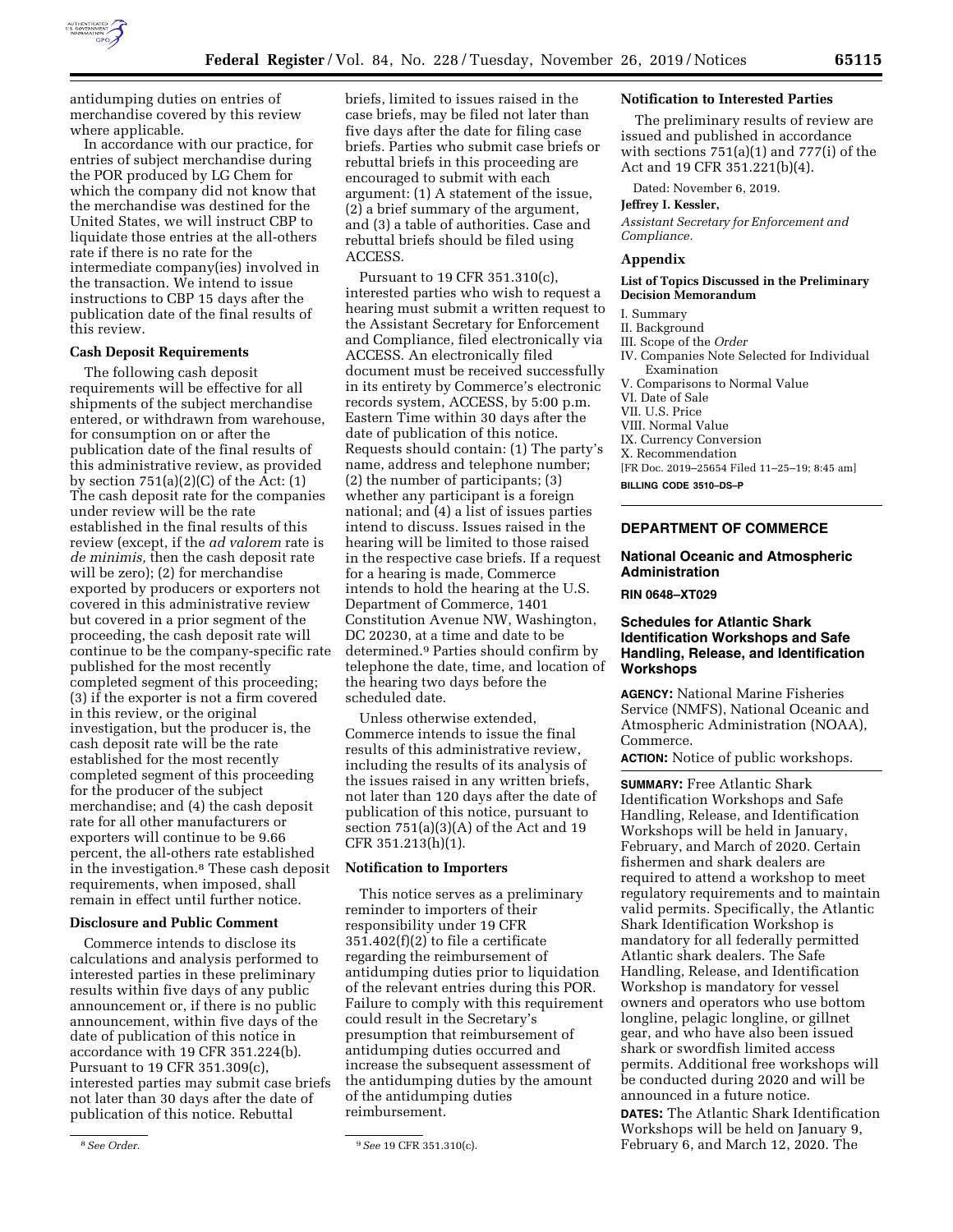antidumping duties on entries of merchandise covered by this review where applicable.

In accordance with our practice, for entries of subject merchandise during the POR produced by LG Chem for which the company did not know that the merchandise was destined for the United States, we will instruct CBP to liquidate those entries at the all-others rate if there is no rate for the intermediate company(ies) involved in the transaction. We intend to issue instructions to CBP 15 days after the publication date of the final results of this review.

**Cash Deposit Requirements**

The following cash deposit requirements will be effective for all shipments of the subject merchandise entered, or withdrawn from warehouse, for consumption on or after the publication date of the final results of this administrative review, as provided by section 751(a)(2)(C) of the Act: (1) The cash deposit rate for the companies under review will be the rate established in the final results of this review (except, if the *ad valorem* rate is *de minimis,* then the cash deposit rate will be zero); (2) for merchandise exported by producers or exporters not covered in this administrative review but covered in a prior segment of the proceeding, the cash deposit rate will continue to be the company-specific rate published for the most recently completed segment of this proceeding; (3) if the exporter is not a firm covered in this review, or the original investigation, but the producer is, the cash deposit rate will be the rate established for the most recently completed segment of this proceeding for the producer of the subject merchandise; and (4) the cash deposit rate for all other manufacturers or exporters will continue to be 9.66 percent, the all-others rate established in the investigation.[8] These cash deposit requirements, when imposed, shall remain in effect until further notice.

**Disclosure and Public Comment**

Commerce intends to disclose its calculations and analysis performed to interested parties in these preliminary results within five days of any public announcement or, if there is no public announcement, within five days of the date of publication of this notice in accordance with 19 CFR 351.224(b). Pursuant to 19 CFR 351.309(c), interested parties may submit case briefs not later than 30 days after the date of publication of this notice. Rebuttal briefs, limited to issues raised in the case briefs, may be filed not later than five days after the date for filing case briefs. Parties who submit case briefs or rebuttal briefs in this proceeding are encouraged to submit with each argument: (1) A statement of the issue, (2) a brief summary of the argument, and (3) a table of authorities. Case and rebuttal briefs should be filed using ACCESS.

Pursuant to 19 CFR 351.310(c), interested parties who wish to request a hearing must submit a written request to the Assistant Secretary for Enforcement and Compliance, filed electronically via ACCESS. An electronically filed document must be received successfully in its entirety by Commerce's electronic records system, ACCESS, by 5:00 p.m. Eastern Time within 30 days after the date of publication of this notice. Requests should contain: (1) The party's name, address and telephone number; (2) the number of participants; (3) whether any participant is a foreign national; and (4) a list of issues parties intend to discuss. Issues raised in the hearing will be limited to those raised in the respective case briefs. If a request for a hearing is made, Commerce intends to hold the hearing at the U.S. Department of Commerce, 1401 Constitution Avenue NW, Washington, DC 20230, at a time and date to be determined.[9] Parties should confirm by telephone the date, time, and location of the hearing two days before the scheduled date.

Unless otherwise extended, Commerce intends to issue the final results of this administrative review, including the results of its analysis of the issues raised in any written briefs, not later than 120 days after the date of publication of this notice, pursuant to section 751(a)(3)(A) of the Act and 19 CFR 351.213(h)(1).

**Notification to Importers**

This notice serves as a preliminary reminder to importers of their responsibility under 19 CFR 351.402(f)(2) to file a certificate regarding the reimbursement of antidumping duties prior to liquidation of the relevant entries during this POR. Failure to comply with this requirement could result in the Secretary's presumption that reimbursement of antidumping duties occurred and increase the subsequent assessment of the antidumping duties by the amount of the antidumping duties reimbursement.

**Notification to Interested Parties**

The preliminary results of review are issued and published in accordance with sections 751(a)(1) and 777(i) of the Act and 19 CFR 351.221(b)(4).

Dated: November 6, 2019.

**Jeffrey I. Kessler,**

*Assistant Secretary for Enforcement and Compliance.*

**Appendix**

**List of Topics Discussed in the Preliminary Decision Memorandum**

I. Summary
II. Background
III. Scope of the *Order*
IV. Companies Note Selected for Individual Examination
V. Comparisons to Normal Value
VI. Date of Sale
VII. U.S. Price
VIII. Normal Value
IX. Currency Conversion
X. Recommendation

[FR Doc. 2019–25654 Filed 11–25–19; 8:45 am]

**BILLING CODE 3510–DS–P**

[8] *See Order.*

[9] *See* 19 CFR 351.310(c).

---

## DEPARTMENT OF COMMERCE

### National Oceanic and Atmospheric Administration

**RIN 0648–XT029**

### Schedules for Atlantic Shark Identification Workshops and Safe Handling, Release, and Identification Workshops

**AGENCY:** National Marine Fisheries Service (NMFS), National Oceanic and Atmospheric Administration (NOAA), Commerce.

**ACTION:** Notice of public workshops.

**SUMMARY:** Free Atlantic Shark Identification Workshops and Safe Handling, Release, and Identification Workshops will be held in January, February, and March of 2020. Certain fishermen and shark dealers are required to attend a workshop to meet regulatory requirements and to maintain valid permits. Specifically, the Atlantic Shark Identification Workshop is mandatory for all federally permitted Atlantic shark dealers. The Safe Handling, Release, and Identification Workshop is mandatory for vessel owners and operators who use bottom longline, pelagic longline, or gillnet gear, and who have also been issued shark or swordfish limited access permits. Additional free workshops will be conducted during 2020 and will be announced in a future notice.

**DATES:** The Atlantic Shark Identification Workshops will be held on January 9, February 6, and March 12, 2020. The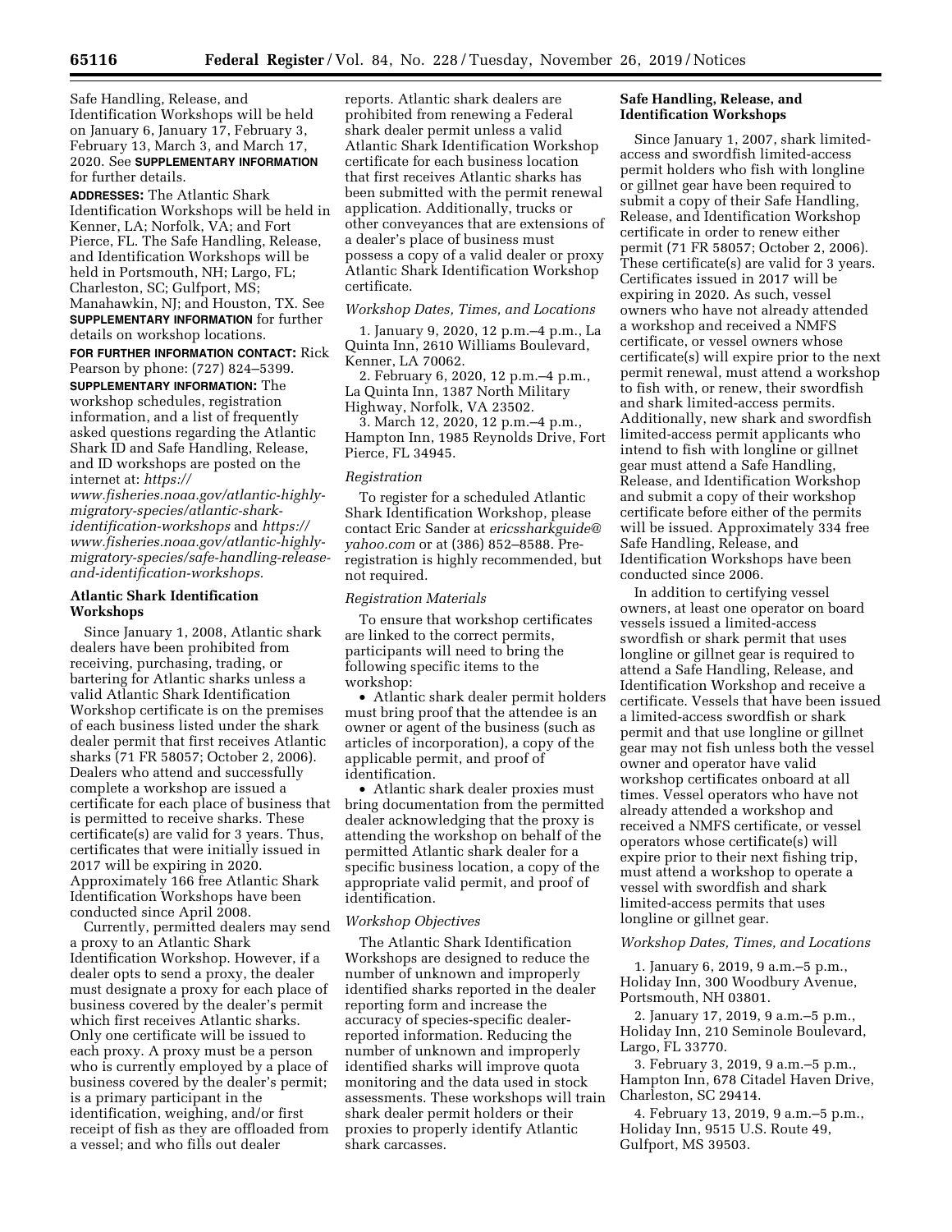Safe Handling, Release, and Identification Workshops will be held on January 6, January 17, February 3, February 13, March 3, and March 17, 2020. See **SUPPLEMENTARY INFORMATION** for further details.

**ADDRESSES:** The Atlantic Shark Identification Workshops will be held in Kenner, LA; Norfolk, VA; and Fort Pierce, FL. The Safe Handling, Release, and Identification Workshops will be held in Portsmouth, NH; Largo, FL; Charleston, SC; Gulfport, MS; Manahawkin, NJ; and Houston, TX. See **SUPPLEMENTARY INFORMATION** for further details on workshop locations.

**FOR FURTHER INFORMATION CONTACT:** Rick Pearson by phone: (727) 824–5399.

**SUPPLEMENTARY INFORMATION:** The workshop schedules, registration information, and a list of frequently asked questions regarding the Atlantic Shark ID and Safe Handling, Release, and ID workshops are posted on the internet at: *https://www.fisheries.noaa.gov/atlantic-highly-migratory-species/atlantic-shark-identification-workshops* and *https://www.fisheries.noaa.gov/atlantic-highly-migratory-species/safe-handling-release-and-identification-workshops.*

## Atlantic Shark Identification Workshops

Since January 1, 2008, Atlantic shark dealers have been prohibited from receiving, purchasing, trading, or bartering for Atlantic sharks unless a valid Atlantic Shark Identification Workshop certificate is on the premises of each business listed under the shark dealer permit that first receives Atlantic sharks (71 FR 58057; October 2, 2006). Dealers who attend and successfully complete a workshop are issued a certificate for each place of business that is permitted to receive sharks. These certificate(s) are valid for 3 years. Thus, certificates that were initially issued in 2017 will be expiring in 2020. Approximately 166 free Atlantic Shark Identification Workshops have been conducted since April 2008.

Currently, permitted dealers may send a proxy to an Atlantic Shark Identification Workshop. However, if a dealer opts to send a proxy, the dealer must designate a proxy for each place of business covered by the dealer's permit which first receives Atlantic sharks. Only one certificate will be issued to each proxy. A proxy must be a person who is currently employed by a place of business covered by the dealer's permit; is a primary participant in the identification, weighing, and/or first receipt of fish as they are offloaded from a vessel; and who fills out dealer reports. Atlantic shark dealers are prohibited from renewing a Federal shark dealer permit unless a valid Atlantic Shark Identification Workshop certificate for each business location that first receives Atlantic sharks has been submitted with the permit renewal application. Additionally, trucks or other conveyances that are extensions of a dealer's place of business must possess a copy of a valid dealer or proxy Atlantic Shark Identification Workshop certificate.

### *Workshop Dates, Times, and Locations*

1. January 9, 2020, 12 p.m.–4 p.m., La Quinta Inn, 2610 Williams Boulevard, Kenner, LA 70062.

2. February 6, 2020, 12 p.m.–4 p.m., La Quinta Inn, 1387 North Military Highway, Norfolk, VA 23502.

3. March 12, 2020, 12 p.m.–4 p.m., Hampton Inn, 1985 Reynolds Drive, Fort Pierce, FL 34945.

### *Registration*

To register for a scheduled Atlantic Shark Identification Workshop, please contact Eric Sander at *ericssharkguide@yahoo.com* or at (386) 852–8588. Pre-registration is highly recommended, but not required.

### *Registration Materials*

To ensure that workshop certificates are linked to the correct permits, participants will need to bring the following specific items to the workshop:

- Atlantic shark dealer permit holders must bring proof that the attendee is an owner or agent of the business (such as articles of incorporation), a copy of the applicable permit, and proof of identification.
- Atlantic shark dealer proxies must bring documentation from the permitted dealer acknowledging that the proxy is attending the workshop on behalf of the permitted Atlantic shark dealer for a specific business location, a copy of the appropriate valid permit, and proof of identification.

### *Workshop Objectives*

The Atlantic Shark Identification Workshops are designed to reduce the number of unknown and improperly identified sharks reported in the dealer reporting form and increase the accuracy of species-specific dealer-reported information. Reducing the number of unknown and improperly identified sharks will improve quota monitoring and the data used in stock assessments. These workshops will train shark dealer permit holders or their proxies to properly identify Atlantic shark carcasses.

## Safe Handling, Release, and Identification Workshops

Since January 1, 2007, shark limited-access and swordfish limited-access permit holders who fish with longline or gillnet gear have been required to submit a copy of their Safe Handling, Release, and Identification Workshop certificate in order to renew either permit (71 FR 58057; October 2, 2006). These certificate(s) are valid for 3 years. Certificates issued in 2017 will be expiring in 2020. As such, vessel owners who have not already attended a workshop and received a NMFS certificate, or vessel owners whose certificate(s) will expire prior to the next permit renewal, must attend a workshop to fish with, or renew, their swordfish and shark limited-access permits. Additionally, new shark and swordfish limited-access permit applicants who intend to fish with longline or gillnet gear must attend a Safe Handling, Release, and Identification Workshop and submit a copy of their workshop certificate before either of the permits will be issued. Approximately 334 free Safe Handling, Release, and Identification Workshops have been conducted since 2006.

In addition to certifying vessel owners, at least one operator on board vessels issued a limited-access swordfish or shark permit that uses longline or gillnet gear is required to attend a Safe Handling, Release, and Identification Workshop and receive a certificate. Vessels that have been issued a limited-access swordfish or shark permit and that use longline or gillnet gear may not fish unless both the vessel owner and operator have valid workshop certificates onboard at all times. Vessel operators who have not already attended a workshop and received a NMFS certificate, or vessel operators whose certificate(s) will expire prior to their next fishing trip, must attend a workshop to operate a vessel with swordfish and shark limited-access permits that uses longline or gillnet gear.

### *Workshop Dates, Times, and Locations*

1. January 6, 2019, 9 a.m.–5 p.m., Holiday Inn, 300 Woodbury Avenue, Portsmouth, NH 03801.

2. January 17, 2019, 9 a.m.–5 p.m., Holiday Inn, 210 Seminole Boulevard, Largo, FL 33770.

3. February 3, 2019, 9 a.m.–5 p.m., Hampton Inn, 678 Citadel Haven Drive, Charleston, SC 29414.

4. February 13, 2019, 9 a.m.–5 p.m., Holiday Inn, 9515 U.S. Route 49, Gulfport, MS 39503.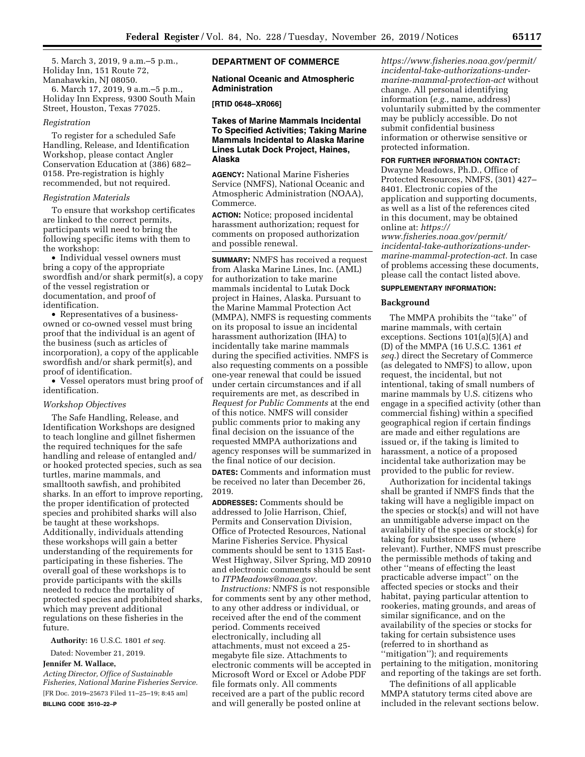5. March 3, 2019, 9 a.m.–5 p.m., Holiday Inn, 151 Route 72, Manahawkin, NJ 08050.

6. March 17, 2019, 9 a.m.–5 p.m., Holiday Inn Express, 9300 South Main Street, Houston, Texas 77025.

*Registration*

To register for a scheduled Safe Handling, Release, and Identification Workshop, please contact Angler Conservation Education at (386) 682–0158. Pre-registration is highly recommended, but not required.

*Registration Materials*

To ensure that workshop certificates are linked to the correct permits, participants will need to bring the following specific items with them to the workshop:

• Individual vessel owners must bring a copy of the appropriate swordfish and/or shark permit(s), a copy of the vessel registration or documentation, and proof of identification.

• Representatives of a business-owned or co-owned vessel must bring proof that the individual is an agent of the business (such as articles of incorporation), a copy of the applicable swordfish and/or shark permit(s), and proof of identification.

• Vessel operators must bring proof of identification.

*Workshop Objectives*

The Safe Handling, Release, and Identification Workshops are designed to teach longline and gillnet fishermen the required techniques for the safe handling and release of entangled and/or hooked protected species, such as sea turtles, marine mammals, and smalltooth sawfish, and prohibited sharks. In an effort to improve reporting, the proper identification of protected species and prohibited sharks will also be taught at these workshops. Additionally, individuals attending these workshops will gain a better understanding of the requirements for participating in these fisheries. The overall goal of these workshops is to provide participants with the skills needed to reduce the mortality of protected species and prohibited sharks, which may prevent additional regulations on these fisheries in the future.

**Authority:** 16 U.S.C. 1801 *et seq.*

Dated: November 21, 2019.

**Jennifer M. Wallace,**

*Acting Director, Office of Sustainable Fisheries, National Marine Fisheries Service.*

[FR Doc. 2019–25673 Filed 11–25–19; 8:45 am]

**BILLING CODE 3510–22–P**

**DEPARTMENT OF COMMERCE**

**National Oceanic and Atmospheric Administration**

**[RTID 0648–XR066]**

**Takes of Marine Mammals Incidental To Specified Activities; Taking Marine Mammals Incidental to Alaska Marine Lines Lutak Dock Project, Haines, Alaska**

**AGENCY:** National Marine Fisheries Service (NMFS), National Oceanic and Atmospheric Administration (NOAA), Commerce.

**ACTION:** Notice; proposed incidental harassment authorization; request for comments on proposed authorization and possible renewal.

**SUMMARY:** NMFS has received a request from Alaska Marine Lines, Inc. (AML) for authorization to take marine mammals incidental to Lutak Dock project in Haines, Alaska. Pursuant to the Marine Mammal Protection Act (MMPA), NMFS is requesting comments on its proposal to issue an incidental harassment authorization (IHA) to incidentally take marine mammals during the specified activities. NMFS is also requesting comments on a possible one-year renewal that could be issued under certain circumstances and if all requirements are met, as described in *Request for Public Comments* at the end of this notice. NMFS will consider public comments prior to making any final decision on the issuance of the requested MMPA authorizations and agency responses will be summarized in the final notice of our decision.

**DATES:** Comments and information must be received no later than December 26, 2019.

**ADDRESSES:** Comments should be addressed to Jolie Harrison, Chief, Permits and Conservation Division, Office of Protected Resources, National Marine Fisheries Service. Physical comments should be sent to 1315 East-West Highway, Silver Spring, MD 20910 and electronic comments should be sent to *ITPMeadows@noaa.gov.*

*Instructions:* NMFS is not responsible for comments sent by any other method, to any other address or individual, or received after the end of the comment period. Comments received electronically, including all attachments, must not exceed a 25-megabyte file size. Attachments to electronic comments will be accepted in Microsoft Word or Excel or Adobe PDF file formats only. All comments received are a part of the public record and will generally be posted online at *https://www.fisheries.noaa.gov/permit/incidental-take-authorizations-under-marine-mammal-protection-act* without change. All personal identifying information (*e.g.,* name, address) voluntarily submitted by the commenter may be publicly accessible. Do not submit confidential business information or otherwise sensitive or protected information.

**FOR FURTHER INFORMATION CONTACT:** Dwayne Meadows, Ph.D., Office of Protected Resources, NMFS, (301) 427–8401. Electronic copies of the application and supporting documents, as well as a list of the references cited in this document, may be obtained online at: *https://www.fisheries.noaa.gov/permit/incidental-take-authorizations-under-marine-mammal-protection-act.* In case of problems accessing these documents, please call the contact listed above.

**SUPPLEMENTARY INFORMATION:**

**Background**

The MMPA prohibits the ''take'' of marine mammals, with certain exceptions. Sections 101(a)(5)(A) and (D) of the MMPA (16 U.S.C. 1361 *et seq.*) direct the Secretary of Commerce (as delegated to NMFS) to allow, upon request, the incidental, but not intentional, taking of small numbers of marine mammals by U.S. citizens who engage in a specified activity (other than commercial fishing) within a specified geographical region if certain findings are made and either regulations are issued or, if the taking is limited to harassment, a notice of a proposed incidental take authorization may be provided to the public for review.

Authorization for incidental takings shall be granted if NMFS finds that the taking will have a negligible impact on the species or stock(s) and will not have an unmitigable adverse impact on the availability of the species or stock(s) for taking for subsistence uses (where relevant). Further, NMFS must prescribe the permissible methods of taking and other ''means of effecting the least practicable adverse impact'' on the affected species or stocks and their habitat, paying particular attention to rookeries, mating grounds, and areas of similar significance, and on the availability of the species or stocks for taking for certain subsistence uses (referred to in shorthand as ''mitigation''); and requirements pertaining to the mitigation, monitoring and reporting of the takings are set forth.

The definitions of all applicable MMPA statutory terms cited above are included in the relevant sections below.